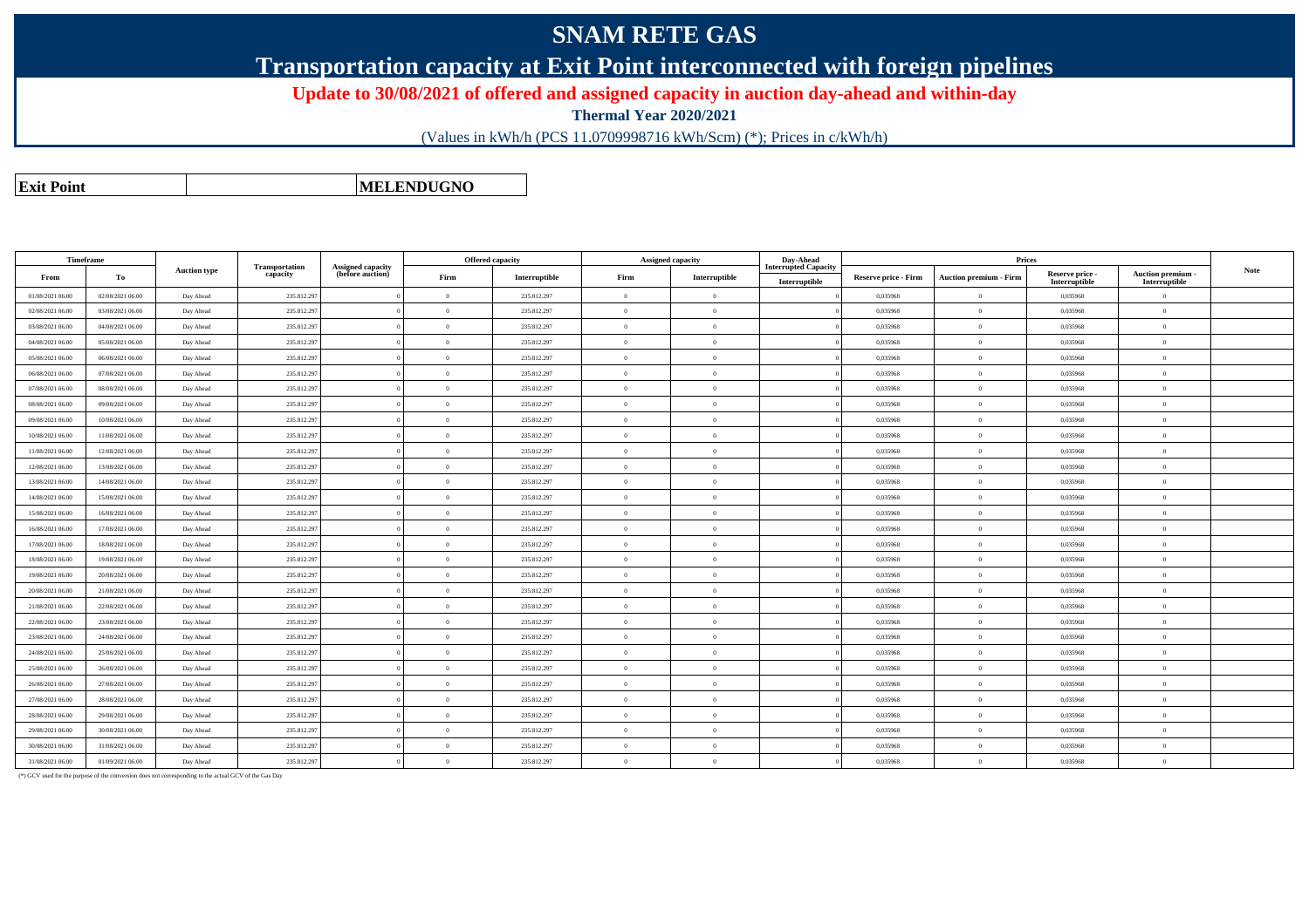# SNAM RETE GAS

## Transportation capacity at Exit Point interconnected with foreign pipelines

**Update to 30/08/2021 of offered and assigned capacity in auction day-ahead and within-day**

**Thermal Year 2020/2021**

(Values in kWh/h (PCS 11.0709998716 kWh/Scm) (*); Prices in c/kWh/h)

| **Exit Point** | | **MELENDUGNO** |
|---|---|---|

| Timeframe | | Auction type | Transportation capacity | Assigned capacity (before auction) | Offered capacity | | Assigned capacity | | Day-Ahead Interrupted Capacity | Prices | | | | Note |
|---|---|---|---|---|---|---|---|---|---|---|---|---|---|---|
| From | To | | | | Firm | Interruptible | Firm | Interruptible | Interruptible | Reserve price - Firm | Auction premium - Firm | Reserve price - Interruptible | Auction premium - Interruptible | |
| 01/08/2021 06.00 | 02/08/2021 06.00 | Day Ahead | 235.812.297 | 0 | 0 | 235.812.297 | 0 | 0 | 0 | 0,035968 | 0 | 0,035968 | 0 | |
| 02/08/2021 06.00 | 03/08/2021 06.00 | Day Ahead | 235.812.297 | 0 | 0 | 235.812.297 | 0 | 0 | 0 | 0,035968 | 0 | 0,035968 | 0 | |
| 03/08/2021 06.00 | 04/08/2021 06.00 | Day Ahead | 235.812.297 | 0 | 0 | 235.812.297 | 0 | 0 | 0 | 0,035968 | 0 | 0,035968 | 0 | |
| 04/08/2021 06.00 | 05/08/2021 06.00 | Day Ahead | 235.812.297 | 0 | 0 | 235.812.297 | 0 | 0 | 0 | 0,035968 | 0 | 0,035968 | 0 | |
| 05/08/2021 06.00 | 06/08/2021 06.00 | Day Ahead | 235.812.297 | 0 | 0 | 235.812.297 | 0 | 0 | 0 | 0,035968 | 0 | 0,035968 | 0 | |
| 06/08/2021 06.00 | 07/08/2021 06.00 | Day Ahead | 235.812.297 | 0 | 0 | 235.812.297 | 0 | 0 | 0 | 0,035968 | 0 | 0,035968 | 0 | |
| 07/08/2021 06.00 | 08/08/2021 06.00 | Day Ahead | 235.812.297 | 0 | 0 | 235.812.297 | 0 | 0 | 0 | 0,035968 | 0 | 0,035968 | 0 | |
| 08/08/2021 06.00 | 09/08/2021 06.00 | Day Ahead | 235.812.297 | 0 | 0 | 235.812.297 | 0 | 0 | 0 | 0,035968 | 0 | 0,035968 | 0 | |
| 09/08/2021 06.00 | 10/08/2021 06.00 | Day Ahead | 235.812.297 | 0 | 0 | 235.812.297 | 0 | 0 | 0 | 0,035968 | 0 | 0,035968 | 0 | |
| 10/08/2021 06.00 | 11/08/2021 06.00 | Day Ahead | 235.812.297 | 0 | 0 | 235.812.297 | 0 | 0 | 0 | 0,035968 | 0 | 0,035968 | 0 | |
| 11/08/2021 06.00 | 12/08/2021 06.00 | Day Ahead | 235.812.297 | 0 | 0 | 235.812.297 | 0 | 0 | 0 | 0,035968 | 0 | 0,035968 | 0 | |
| 12/08/2021 06.00 | 13/08/2021 06.00 | Day Ahead | 235.812.297 | 0 | 0 | 235.812.297 | 0 | 0 | 0 | 0,035968 | 0 | 0,035968 | 0 | |
| 13/08/2021 06.00 | 14/08/2021 06.00 | Day Ahead | 235.812.297 | 0 | 0 | 235.812.297 | 0 | 0 | 0 | 0,035968 | 0 | 0,035968 | 0 | |
| 14/08/2021 06.00 | 15/08/2021 06.00 | Day Ahead | 235.812.297 | 0 | 0 | 235.812.297 | 0 | 0 | 0 | 0,035968 | 0 | 0,035968 | 0 | |
| 15/08/2021 06.00 | 16/08/2021 06.00 | Day Ahead | 235.812.297 | 0 | 0 | 235.812.297 | 0 | 0 | 0 | 0,035968 | 0 | 0,035968 | 0 | |
| 16/08/2021 06.00 | 17/08/2021 06.00 | Day Ahead | 235.812.297 | 0 | 0 | 235.812.297 | 0 | 0 | 0 | 0,035968 | 0 | 0,035968 | 0 | |
| 17/08/2021 06.00 | 18/08/2021 06.00 | Day Ahead | 235.812.297 | 0 | 0 | 235.812.297 | 0 | 0 | 0 | 0,035968 | 0 | 0,035968 | 0 | |
| 18/08/2021 06.00 | 19/08/2021 06.00 | Day Ahead | 235.812.297 | 0 | 0 | 235.812.297 | 0 | 0 | 0 | 0,035968 | 0 | 0,035968 | 0 | |
| 19/08/2021 06.00 | 20/08/2021 06.00 | Day Ahead | 235.812.297 | 0 | 0 | 235.812.297 | 0 | 0 | 0 | 0,035968 | 0 | 0,035968 | 0 | |
| 20/08/2021 06.00 | 21/08/2021 06.00 | Day Ahead | 235.812.297 | 0 | 0 | 235.812.297 | 0 | 0 | 0 | 0,035968 | 0 | 0,035968 | 0 | |
| 21/08/2021 06.00 | 22/08/2021 06.00 | Day Ahead | 235.812.297 | 0 | 0 | 235.812.297 | 0 | 0 | 0 | 0,035968 | 0 | 0,035968 | 0 | |
| 22/08/2021 06.00 | 23/08/2021 06.00 | Day Ahead | 235.812.297 | 0 | 0 | 235.812.297 | 0 | 0 | 0 | 0,035968 | 0 | 0,035968 | 0 | |
| 23/08/2021 06.00 | 24/08/2021 06.00 | Day Ahead | 235.812.297 | 0 | 0 | 235.812.297 | 0 | 0 | 0 | 0,035968 | 0 | 0,035968 | 0 | |
| 24/08/2021 06.00 | 25/08/2021 06.00 | Day Ahead | 235.812.297 | 0 | 0 | 235.812.297 | 0 | 0 | 0 | 0,035968 | 0 | 0,035968 | 0 | |
| 25/08/2021 06.00 | 26/08/2021 06.00 | Day Ahead | 235.812.297 | 0 | 0 | 235.812.297 | 0 | 0 | 0 | 0,035968 | 0 | 0,035968 | 0 | |
| 26/08/2021 06.00 | 27/08/2021 06.00 | Day Ahead | 235.812.297 | 0 | 0 | 235.812.297 | 0 | 0 | 0 | 0,035968 | 0 | 0,035968 | 0 | |
| 27/08/2021 06.00 | 28/08/2021 06.00 | Day Ahead | 235.812.297 | 0 | 0 | 235.812.297 | 0 | 0 | 0 | 0,035968 | 0 | 0,035968 | 0 | |
| 28/08/2021 06.00 | 29/08/2021 06.00 | Day Ahead | 235.812.297 | 0 | 0 | 235.812.297 | 0 | 0 | 0 | 0,035968 | 0 | 0,035968 | 0 | |
| 29/08/2021 06.00 | 30/08/2021 06.00 | Day Ahead | 235.812.297 | 0 | 0 | 235.812.297 | 0 | 0 | 0 | 0,035968 | 0 | 0,035968 | 0 | |
| 30/08/2021 06.00 | 31/08/2021 06.00 | Day Ahead | 235.812.297 | 0 | 0 | 235.812.297 | 0 | 0 | 0 | 0,035968 | 0 | 0,035968 | 0 | |
| 31/08/2021 06.00 | 01/09/2021 06.00 | Day Ahead | 235.812.297 | 0 | 0 | 235.812.297 | 0 | 0 | 0 | 0,035968 | 0 | 0,035968 | 0 | |

(*) GCV used for the purpose of the conversion does not corresponding to the actual GCV of the Gas Day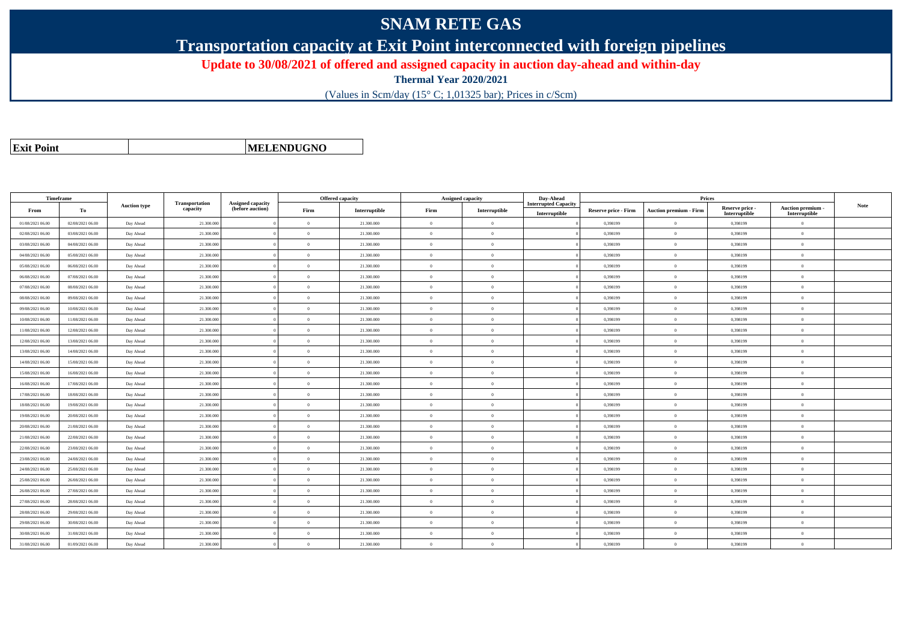# SNAM RETE GAS

## Transportation capacity at Exit Point interconnected with foreign pipelines

### Update to 30/08/2021 of offered and assigned capacity in auction day-ahead and within-day

**Thermal Year 2020/2021**

(Values in Scm/day (15° C; 1,01325 bar); Prices in c/Scm)

| **Exit Point** | | **MELENDUGNO** |
|---|---|---|

| Timeframe | | Auction type | Transportation capacity | Assigned capacity (before auction) | Offered capacity | | Assigned capacity | | Day-Ahead Interrupted Capacity | Prices | | | | Note |
|---|---|---|---|---|---|---|---|---|---|---|---|---|---|---|
| From | To | | | | Firm | Interruptible | Firm | Interruptible | Interruptible | Reserve price - Firm | Auction premium - Firm | Reserve price - Interruptible | Auction premium - Interruptible | |
| 01/08/2021 06.00 | 02/08/2021 06.00 | Day Ahead | 21.300.000 | 0 | 0 | 21.300.000 | 0 | 0 | 0 | 0,398199 | 0 | 0,398199 | 0 | |
| 02/08/2021 06.00 | 03/08/2021 06.00 | Day Ahead | 21.300.000 | 0 | 0 | 21.300.000 | 0 | 0 | 0 | 0,398199 | 0 | 0,398199 | 0 | |
| 03/08/2021 06.00 | 04/08/2021 06.00 | Day Ahead | 21.300.000 | 0 | 0 | 21.300.000 | 0 | 0 | 0 | 0,398199 | 0 | 0,398199 | 0 | |
| 04/08/2021 06.00 | 05/08/2021 06.00 | Day Ahead | 21.300.000 | 0 | 0 | 21.300.000 | 0 | 0 | 0 | 0,398199 | 0 | 0,398199 | 0 | |
| 05/08/2021 06.00 | 06/08/2021 06.00 | Day Ahead | 21.300.000 | 0 | 0 | 21.300.000 | 0 | 0 | 0 | 0,398199 | 0 | 0,398199 | 0 | |
| 06/08/2021 06.00 | 07/08/2021 06.00 | Day Ahead | 21.300.000 | 0 | 0 | 21.300.000 | 0 | 0 | 0 | 0,398199 | 0 | 0,398199 | 0 | |
| 07/08/2021 06.00 | 08/08/2021 06.00 | Day Ahead | 21.300.000 | 0 | 0 | 21.300.000 | 0 | 0 | 0 | 0,398199 | 0 | 0,398199 | 0 | |
| 08/08/2021 06.00 | 09/08/2021 06.00 | Day Ahead | 21.300.000 | 0 | 0 | 21.300.000 | 0 | 0 | 0 | 0,398199 | 0 | 0,398199 | 0 | |
| 09/08/2021 06.00 | 10/08/2021 06.00 | Day Ahead | 21.300.000 | 0 | 0 | 21.300.000 | 0 | 0 | 0 | 0,398199 | 0 | 0,398199 | 0 | |
| 10/08/2021 06.00 | 11/08/2021 06.00 | Day Ahead | 21.300.000 | 0 | 0 | 21.300.000 | 0 | 0 | 0 | 0,398199 | 0 | 0,398199 | 0 | |
| 11/08/2021 06.00 | 12/08/2021 06.00 | Day Ahead | 21.300.000 | 0 | 0 | 21.300.000 | 0 | 0 | 0 | 0,398199 | 0 | 0,398199 | 0 | |
| 12/08/2021 06.00 | 13/08/2021 06.00 | Day Ahead | 21.300.000 | 0 | 0 | 21.300.000 | 0 | 0 | 0 | 0,398199 | 0 | 0,398199 | 0 | |
| 13/08/2021 06.00 | 14/08/2021 06.00 | Day Ahead | 21.300.000 | 0 | 0 | 21.300.000 | 0 | 0 | 0 | 0,398199 | 0 | 0,398199 | 0 | |
| 14/08/2021 06.00 | 15/08/2021 06.00 | Day Ahead | 21.300.000 | 0 | 0 | 21.300.000 | 0 | 0 | 0 | 0,398199 | 0 | 0,398199 | 0 | |
| 15/08/2021 06.00 | 16/08/2021 06.00 | Day Ahead | 21.300.000 | 0 | 0 | 21.300.000 | 0 | 0 | 0 | 0,398199 | 0 | 0,398199 | 0 | |
| 16/08/2021 06.00 | 17/08/2021 06.00 | Day Ahead | 21.300.000 | 0 | 0 | 21.300.000 | 0 | 0 | 0 | 0,398199 | 0 | 0,398199 | 0 | |
| 17/08/2021 06.00 | 18/08/2021 06.00 | Day Ahead | 21.300.000 | 0 | 0 | 21.300.000 | 0 | 0 | 0 | 0,398199 | 0 | 0,398199 | 0 | |
| 18/08/2021 06.00 | 19/08/2021 06.00 | Day Ahead | 21.300.000 | 0 | 0 | 21.300.000 | 0 | 0 | 0 | 0,398199 | 0 | 0,398199 | 0 | |
| 19/08/2021 06.00 | 20/08/2021 06.00 | Day Ahead | 21.300.000 | 0 | 0 | 21.300.000 | 0 | 0 | 0 | 0,398199 | 0 | 0,398199 | 0 | |
| 20/08/2021 06.00 | 21/08/2021 06.00 | Day Ahead | 21.300.000 | 0 | 0 | 21.300.000 | 0 | 0 | 0 | 0,398199 | 0 | 0,398199 | 0 | |
| 21/08/2021 06.00 | 22/08/2021 06.00 | Day Ahead | 21.300.000 | 0 | 0 | 21.300.000 | 0 | 0 | 0 | 0,398199 | 0 | 0,398199 | 0 | |
| 22/08/2021 06.00 | 23/08/2021 06.00 | Day Ahead | 21.300.000 | 0 | 0 | 21.300.000 | 0 | 0 | 0 | 0,398199 | 0 | 0,398199 | 0 | |
| 23/08/2021 06.00 | 24/08/2021 06.00 | Day Ahead | 21.300.000 | 0 | 0 | 21.300.000 | 0 | 0 | 0 | 0,398199 | 0 | 0,398199 | 0 | |
| 24/08/2021 06.00 | 25/08/2021 06.00 | Day Ahead | 21.300.000 | 0 | 0 | 21.300.000 | 0 | 0 | 0 | 0,398199 | 0 | 0,398199 | 0 | |
| 25/08/2021 06.00 | 26/08/2021 06.00 | Day Ahead | 21.300.000 | 0 | 0 | 21.300.000 | 0 | 0 | 0 | 0,398199 | 0 | 0,398199 | 0 | |
| 26/08/2021 06.00 | 27/08/2021 06.00 | Day Ahead | 21.300.000 | 0 | 0 | 21.300.000 | 0 | 0 | 0 | 0,398199 | 0 | 0,398199 | 0 | |
| 27/08/2021 06.00 | 28/08/2021 06.00 | Day Ahead | 21.300.000 | 0 | 0 | 21.300.000 | 0 | 0 | 0 | 0,398199 | 0 | 0,398199 | 0 | |
| 28/08/2021 06.00 | 29/08/2021 06.00 | Day Ahead | 21.300.000 | 0 | 0 | 21.300.000 | 0 | 0 | 0 | 0,398199 | 0 | 0,398199 | 0 | |
| 29/08/2021 06.00 | 30/08/2021 06.00 | Day Ahead | 21.300.000 | 0 | 0 | 21.300.000 | 0 | 0 | 0 | 0,398199 | 0 | 0,398199 | 0 | |
| 30/08/2021 06.00 | 31/08/2021 06.00 | Day Ahead | 21.300.000 | 0 | 0 | 21.300.000 | 0 | 0 | 0 | 0,398199 | 0 | 0,398199 | 0 | |
| 31/08/2021 06.00 | 01/09/2021 06.00 | Day Ahead | 21.300.000 | 0 | 0 | 21.300.000 | 0 | 0 | 0 | 0,398199 | 0 | 0,398199 | 0 | |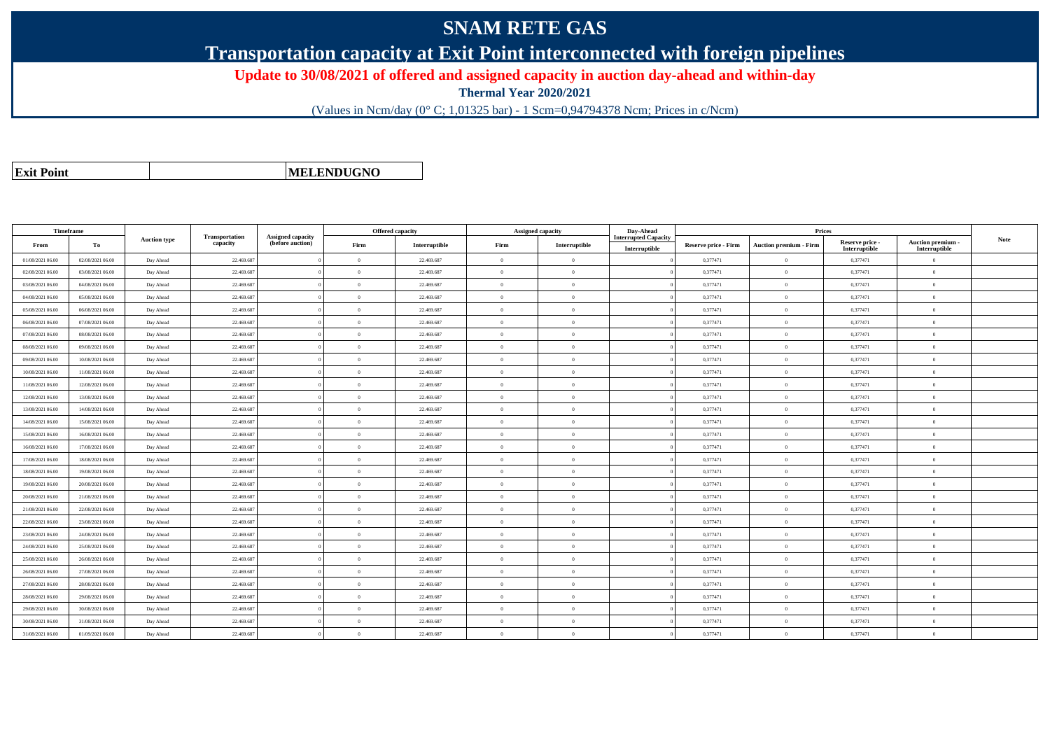# SNAM RETE GAS

## Transportation capacity at Exit Point interconnected with foreign pipelines

**Update to 30/08/2021 of offered and assigned capacity in auction day-ahead and within-day**

**Thermal Year 2020/2021**

(Values in Ncm/day (0° C; 1,01325 bar) - 1 Scm=0,94794378 Ncm; Prices in c/Ncm)

| **Exit Point** | | **MELENDUGNO** |
|---|---|---|

| Timeframe | | Auction type | Transportation capacity | Assigned capacity (before auction) | Offered capacity | | Assigned capacity | | Day-Ahead Interrupted Capacity | Prices | | | | Note |
|---|---|---|---|---|---|---|---|---|---|---|---|---|---|---|
| From | To | | | | Firm | Interruptible | Firm | Interruptible | Interruptible | Reserve price - Firm | Auction premium - Firm | Reserve price - Interruptible | Auction premium - Interruptible | |
| 01/08/2021 06.00 | 02/08/2021 06.00 | Day Ahead | 22.469.687 | 0 | 0 | 22.469.687 | 0 | 0 | 0 | 0,377471 | 0 | 0,377471 | 0 | |
| 02/08/2021 06.00 | 03/08/2021 06.00 | Day Ahead | 22.469.687 | 0 | 0 | 22.469.687 | 0 | 0 | 0 | 0,377471 | 0 | 0,377471 | 0 | |
| 03/08/2021 06.00 | 04/08/2021 06.00 | Day Ahead | 22.469.687 | 0 | 0 | 22.469.687 | 0 | 0 | 0 | 0,377471 | 0 | 0,377471 | 0 | |
| 04/08/2021 06.00 | 05/08/2021 06.00 | Day Ahead | 22.469.687 | 0 | 0 | 22.469.687 | 0 | 0 | 0 | 0,377471 | 0 | 0,377471 | 0 | |
| 05/08/2021 06.00 | 06/08/2021 06.00 | Day Ahead | 22.469.687 | 0 | 0 | 22.469.687 | 0 | 0 | 0 | 0,377471 | 0 | 0,377471 | 0 | |
| 06/08/2021 06.00 | 07/08/2021 06.00 | Day Ahead | 22.469.687 | 0 | 0 | 22.469.687 | 0 | 0 | 0 | 0,377471 | 0 | 0,377471 | 0 | |
| 07/08/2021 06.00 | 08/08/2021 06.00 | Day Ahead | 22.469.687 | 0 | 0 | 22.469.687 | 0 | 0 | 0 | 0,377471 | 0 | 0,377471 | 0 | |
| 08/08/2021 06.00 | 09/08/2021 06.00 | Day Ahead | 22.469.687 | 0 | 0 | 22.469.687 | 0 | 0 | 0 | 0,377471 | 0 | 0,377471 | 0 | |
| 09/08/2021 06.00 | 10/08/2021 06.00 | Day Ahead | 22.469.687 | 0 | 0 | 22.469.687 | 0 | 0 | 0 | 0,377471 | 0 | 0,377471 | 0 | |
| 10/08/2021 06.00 | 11/08/2021 06.00 | Day Ahead | 22.469.687 | 0 | 0 | 22.469.687 | 0 | 0 | 0 | 0,377471 | 0 | 0,377471 | 0 | |
| 11/08/2021 06.00 | 12/08/2021 06.00 | Day Ahead | 22.469.687 | 0 | 0 | 22.469.687 | 0 | 0 | 0 | 0,377471 | 0 | 0,377471 | 0 | |
| 12/08/2021 06.00 | 13/08/2021 06.00 | Day Ahead | 22.469.687 | 0 | 0 | 22.469.687 | 0 | 0 | 0 | 0,377471 | 0 | 0,377471 | 0 | |
| 13/08/2021 06.00 | 14/08/2021 06.00 | Day Ahead | 22.469.687 | 0 | 0 | 22.469.687 | 0 | 0 | 0 | 0,377471 | 0 | 0,377471 | 0 | |
| 14/08/2021 06.00 | 15/08/2021 06.00 | Day Ahead | 22.469.687 | 0 | 0 | 22.469.687 | 0 | 0 | 0 | 0,377471 | 0 | 0,377471 | 0 | |
| 15/08/2021 06.00 | 16/08/2021 06.00 | Day Ahead | 22.469.687 | 0 | 0 | 22.469.687 | 0 | 0 | 0 | 0,377471 | 0 | 0,377471 | 0 | |
| 16/08/2021 06.00 | 17/08/2021 06.00 | Day Ahead | 22.469.687 | 0 | 0 | 22.469.687 | 0 | 0 | 0 | 0,377471 | 0 | 0,377471 | 0 | |
| 17/08/2021 06.00 | 18/08/2021 06.00 | Day Ahead | 22.469.687 | 0 | 0 | 22.469.687 | 0 | 0 | 0 | 0,377471 | 0 | 0,377471 | 0 | |
| 18/08/2021 06.00 | 19/08/2021 06.00 | Day Ahead | 22.469.687 | 0 | 0 | 22.469.687 | 0 | 0 | 0 | 0,377471 | 0 | 0,377471 | 0 | |
| 19/08/2021 06.00 | 20/08/2021 06.00 | Day Ahead | 22.469.687 | 0 | 0 | 22.469.687 | 0 | 0 | 0 | 0,377471 | 0 | 0,377471 | 0 | |
| 20/08/2021 06.00 | 21/08/2021 06.00 | Day Ahead | 22.469.687 | 0 | 0 | 22.469.687 | 0 | 0 | 0 | 0,377471 | 0 | 0,377471 | 0 | |
| 21/08/2021 06.00 | 22/08/2021 06.00 | Day Ahead | 22.469.687 | 0 | 0 | 22.469.687 | 0 | 0 | 0 | 0,377471 | 0 | 0,377471 | 0 | |
| 22/08/2021 06.00 | 23/08/2021 06.00 | Day Ahead | 22.469.687 | 0 | 0 | 22.469.687 | 0 | 0 | 0 | 0,377471 | 0 | 0,377471 | 0 | |
| 23/08/2021 06.00 | 24/08/2021 06.00 | Day Ahead | 22.469.687 | 0 | 0 | 22.469.687 | 0 | 0 | 0 | 0,377471 | 0 | 0,377471 | 0 | |
| 24/08/2021 06.00 | 25/08/2021 06.00 | Day Ahead | 22.469.687 | 0 | 0 | 22.469.687 | 0 | 0 | 0 | 0,377471 | 0 | 0,377471 | 0 | |
| 25/08/2021 06.00 | 26/08/2021 06.00 | Day Ahead | 22.469.687 | 0 | 0 | 22.469.687 | 0 | 0 | 0 | 0,377471 | 0 | 0,377471 | 0 | |
| 26/08/2021 06.00 | 27/08/2021 06.00 | Day Ahead | 22.469.687 | 0 | 0 | 22.469.687 | 0 | 0 | 0 | 0,377471 | 0 | 0,377471 | 0 | |
| 27/08/2021 06.00 | 28/08/2021 06.00 | Day Ahead | 22.469.687 | 0 | 0 | 22.469.687 | 0 | 0 | 0 | 0,377471 | 0 | 0,377471 | 0 | |
| 28/08/2021 06.00 | 29/08/2021 06.00 | Day Ahead | 22.469.687 | 0 | 0 | 22.469.687 | 0 | 0 | 0 | 0,377471 | 0 | 0,377471 | 0 | |
| 29/08/2021 06.00 | 30/08/2021 06.00 | Day Ahead | 22.469.687 | 0 | 0 | 22.469.687 | 0 | 0 | 0 | 0,377471 | 0 | 0,377471 | 0 | |
| 30/08/2021 06.00 | 31/08/2021 06.00 | Day Ahead | 22.469.687 | 0 | 0 | 22.469.687 | 0 | 0 | 0 | 0,377471 | 0 | 0,377471 | 0 | |
| 31/08/2021 06.00 | 01/09/2021 06.00 | Day Ahead | 22.469.687 | 0 | 0 | 22.469.687 | 0 | 0 | 0 | 0,377471 | 0 | 0,377471 | 0 | |